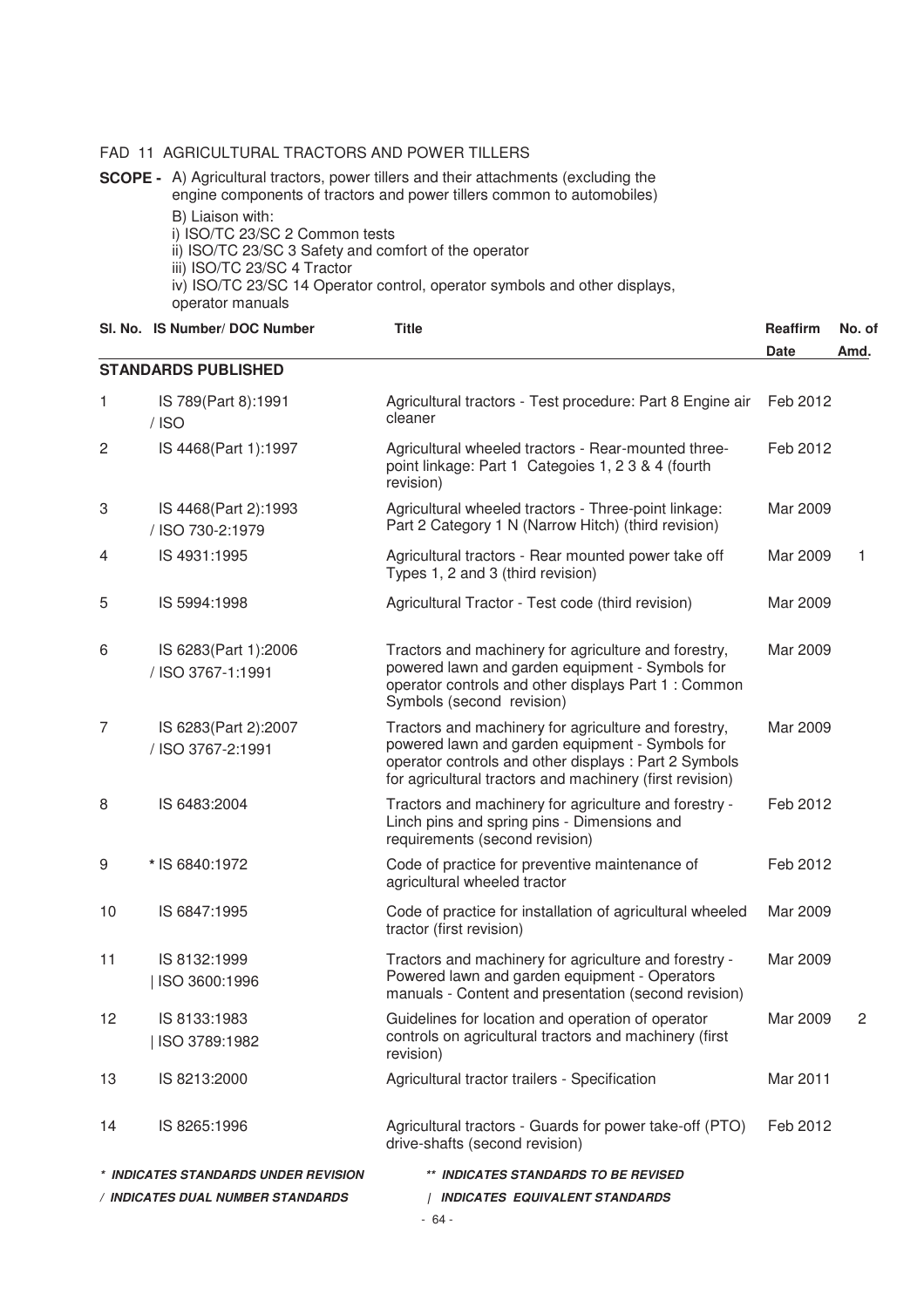FAD 11 AGRICULTURAL TRACTORS AND POWER TILLERS

**SCOPE -** A) Agricultural tractors, power tillers and their attachments (excluding the engine components of tractors and power tillers common to automobiles)

B) Liaison with:

i) ISO/TC 23/SC 2 Common tests

ii) ISO/TC 23/SC 3 Safety and comfort of the operator

iii) ISO/TC 23/SC 4 Tractor

iv) ISO/TC 23/SC 14 Operator control, operator symbols and other displays, operator manuals

| Sl. No. | IS Number/ DOC Number | Title | Reaffirm Date | No. of Amd. |
|---|---|---|---|---|
| **STANDARDS PUBLISHED** | | | | |
| 1 | IS 789(Part 8):1991 / ISO | Agricultural tractors - Test procedure: Part 8 Engine air cleaner | Feb 2012 | |
| 2 | IS 4468(Part 1):1997 | Agricultural wheeled tractors - Rear-mounted three-point linkage: Part 1 Categoies 1, 2 3 & 4 (fourth revision) | Feb 2012 | |
| 3 | IS 4468(Part 2):1993 / ISO 730-2:1979 | Agricultural wheeled tractors - Three-point linkage: Part 2 Category 1 N (Narrow Hitch) (third revision) | Mar 2009 | |
| 4 | IS 4931:1995 | Agricultural tractors - Rear mounted power take off Types 1, 2 and 3 (third revision) | Mar 2009 | 1 |
| 5 | IS 5994:1998 | Agricultural Tractor - Test code (third revision) | Mar 2009 | |
| 6 | IS 6283(Part 1):2006 / ISO 3767-1:1991 | Tractors and machinery for agriculture and forestry, powered lawn and garden equipment - Symbols for operator controls and other displays Part 1 : Common Symbols (second revision) | Mar 2009 | |
| 7 | IS 6283(Part 2):2007 / ISO 3767-2:1991 | Tractors and machinery for agriculture and forestry, powered lawn and garden equipment - Symbols for operator controls and other displays : Part 2 Symbols for agricultural tractors and machinery (first revision) | Mar 2009 | |
| 8 | IS 6483:2004 | Tractors and machinery for agriculture and forestry - Linch pins and spring pins - Dimensions and requirements (second revision) | Feb 2012 | |
| 9 | * IS 6840:1972 | Code of practice for preventive maintenance of agricultural wheeled tractor | Feb 2012 | |
| 10 | IS 6847:1995 | Code of practice for installation of agricultural wheeled tractor (first revision) | Mar 2009 | |
| 11 | IS 8132:1999 \| ISO 3600:1996 | Tractors and machinery for agriculture and forestry - Powered lawn and garden equipment - Operators manuals - Content and presentation (second revision) | Mar 2009 | |
| 12 | IS 8133:1983 \| ISO 3789:1982 | Guidelines for location and operation of operator controls on agricultural tractors and machinery (first revision) | Mar 2009 | 2 |
| 13 | IS 8213:2000 | Agricultural tractor trailers - Specification | Mar 2011 | |
| 14 | IS 8265:1996 | Agricultural tractors - Guards for power take-off (PTO) drive-shafts (second revision) | Feb 2012 | |

***\* INDICATES STANDARDS UNDER REVISION*** ***\*\* INDICATES STANDARDS TO BE REVISED***

***/ INDICATES DUAL NUMBER STANDARDS*** ***| INDICATES EQUIVALENT STANDARDS***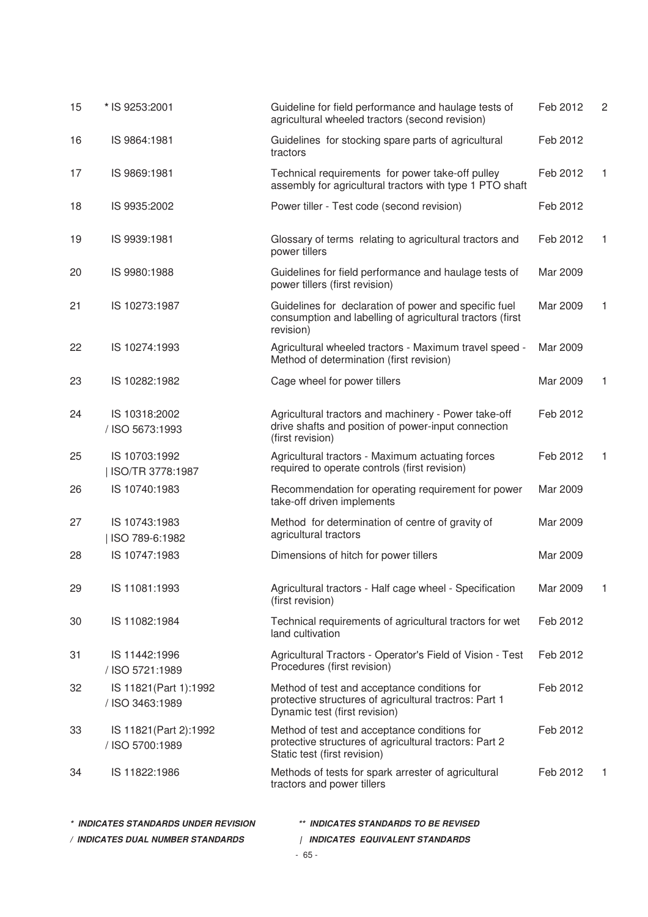| | | | | |
|---|---|---|---|---|
| 15 | * IS 9253:2001 | Guideline for field performance and haulage tests of agricultural wheeled tractors (second revision) | Feb 2012 | 2 |
| 16 | IS 9864:1981 | Guidelines for stocking spare parts of agricultural tractors | Feb 2012 | |
| 17 | IS 9869:1981 | Technical requirements for power take-off pulley assembly for agricultural tractors with type 1 PTO shaft | Feb 2012 | 1 |
| 18 | IS 9935:2002 | Power tiller - Test code (second revision) | Feb 2012 | |
| 19 | IS 9939:1981 | Glossary of terms relating to agricultural tractors and power tillers | Feb 2012 | 1 |
| 20 | IS 9980:1988 | Guidelines for field performance and haulage tests of power tillers (first revision) | Mar 2009 | |
| 21 | IS 10273:1987 | Guidelines for declaration of power and specific fuel consumption and labelling of agricultural tractors (first revision) | Mar 2009 | 1 |
| 22 | IS 10274:1993 | Agricultural wheeled tractors - Maximum travel speed - Method of determination (first revision) | Mar 2009 | |
| 23 | IS 10282:1982 | Cage wheel for power tillers | Mar 2009 | 1 |
| 24 | IS 10318:2002 / ISO 5673:1993 | Agricultural tractors and machinery - Power take-off drive shafts and position of power-input connection (first revision) | Feb 2012 | |
| 25 | IS 10703:1992 \| ISO/TR 3778:1987 | Agricultural tractors - Maximum actuating forces required to operate controls (first revision) | Feb 2012 | 1 |
| 26 | IS 10740:1983 | Recommendation for operating requirement for power take-off driven implements | Mar 2009 | |
| 27 | IS 10743:1983 \| ISO 789-6:1982 | Method for determination of centre of gravity of agricultural tractors | Mar 2009 | |
| 28 | IS 10747:1983 | Dimensions of hitch for power tillers | Mar 2009 | |
| 29 | IS 11081:1993 | Agricultural tractors - Half cage wheel - Specification (first revision) | Mar 2009 | 1 |
| 30 | IS 11082:1984 | Technical requirements of agricultural tractors for wet land cultivation | Feb 2012 | |
| 31 | IS 11442:1996 / ISO 5721:1989 | Agricultural Tractors - Operator's Field of Vision - Test Procedures (first revision) | Feb 2012 | |
| 32 | IS 11821(Part 1):1992 / ISO 3463:1989 | Method of test and acceptance conditions for protective structures of agricultural tractros: Part 1 Dynamic test (first revision) | Feb 2012 | |
| 33 | IS 11821(Part 2):1992 / ISO 5700:1989 | Method of test and acceptance conditions for protective structures of agricultural tractors: Part 2 Static test (first revision) | Feb 2012 | |
| 34 | IS 11822:1986 | Methods of tests for spark arrester of agricultural tractors and power tillers | Feb 2012 | 1 |

***\* INDICATES STANDARDS UNDER REVISION*** ***\*\* INDICATES STANDARDS TO BE REVISED***

***/ INDICATES DUAL NUMBER STANDARDS*** ***| INDICATES EQUIVALENT STANDARDS***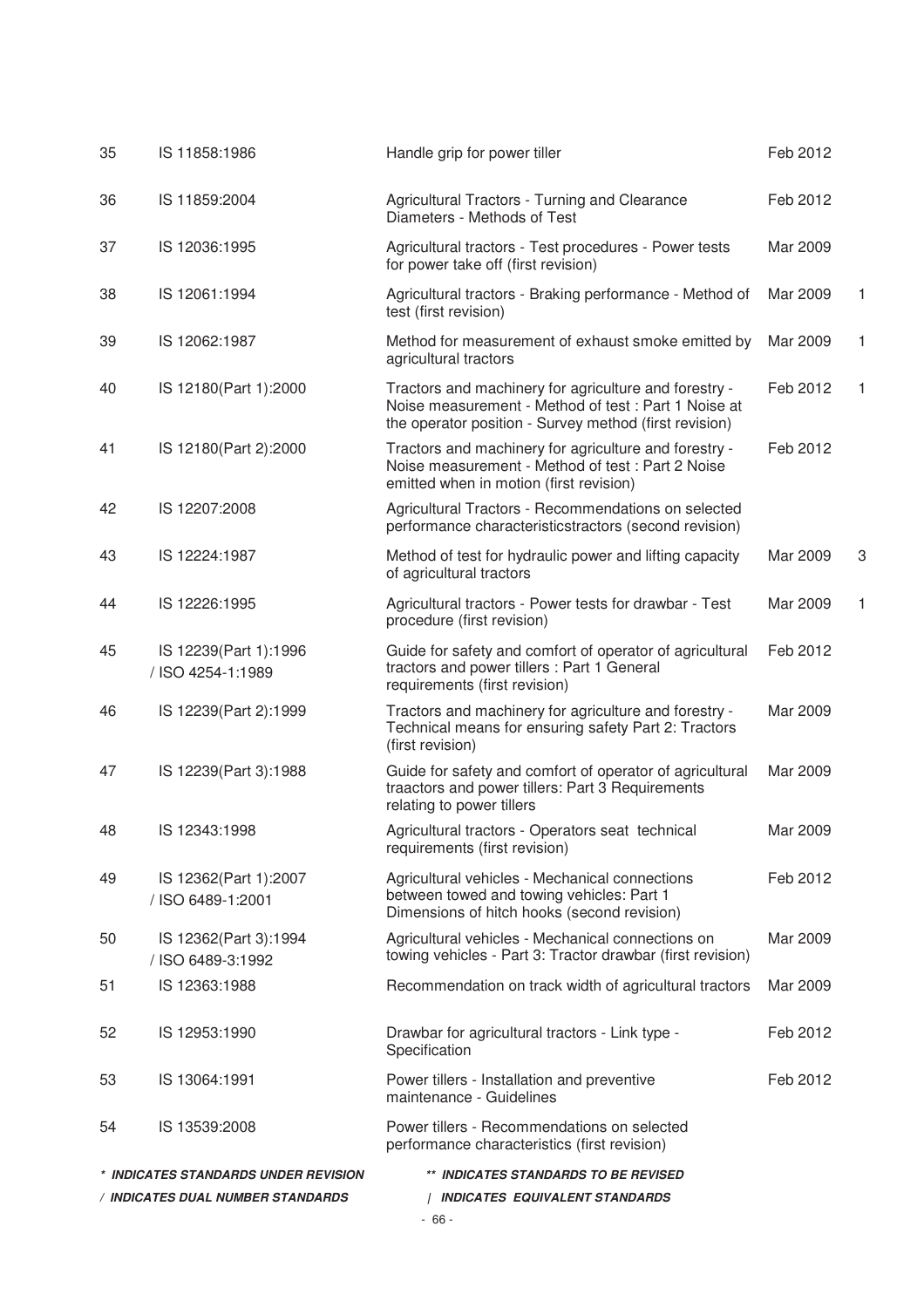| | | | | |
|---|---|---|---|---|
| 35 | IS 11858:1986 | Handle grip for power tiller | Feb 2012 | |
| 36 | IS 11859:2004 | Agricultural Tractors - Turning and Clearance Diameters - Methods of Test | Feb 2012 | |
| 37 | IS 12036:1995 | Agricultural tractors - Test procedures - Power tests for power take off (first revision) | Mar 2009 | |
| 38 | IS 12061:1994 | Agricultural tractors - Braking performance - Method of test (first revision) | Mar 2009 | 1 |
| 39 | IS 12062:1987 | Method for measurement of exhaust smoke emitted by agricultural tractors | Mar 2009 | 1 |
| 40 | IS 12180(Part 1):2000 | Tractors and machinery for agriculture and forestry - Noise measurement - Method of test : Part 1 Noise at the operator position - Survey method (first revision) | Feb 2012 | 1 |
| 41 | IS 12180(Part 2):2000 | Tractors and machinery for agriculture and forestry - Noise measurement - Method of test : Part 2 Noise emitted when in motion (first revision) | Feb 2012 | |
| 42 | IS 12207:2008 | Agricultural Tractors - Recommendations on selected performance characteristicstractors (second revision) | | |
| 43 | IS 12224:1987 | Method of test for hydraulic power and lifting capacity of agricultural tractors | Mar 2009 | 3 |
| 44 | IS 12226:1995 | Agricultural tractors - Power tests for drawbar - Test procedure (first revision) | Mar 2009 | 1 |
| 45 | IS 12239(Part 1):1996 / ISO 4254-1:1989 | Guide for safety and comfort of operator of agricultural tractors and power tillers : Part 1 General requirements (first revision) | Feb 2012 | |
| 46 | IS 12239(Part 2):1999 | Tractors and machinery for agriculture and forestry - Technical means for ensuring safety Part 2: Tractors (first revision) | Mar 2009 | |
| 47 | IS 12239(Part 3):1988 | Guide for safety and comfort of operator of agricultural traactors and power tillers: Part 3 Requirements relating to power tillers | Mar 2009 | |
| 48 | IS 12343:1998 | Agricultural tractors - Operators seat technical requirements (first revision) | Mar 2009 | |
| 49 | IS 12362(Part 1):2007 / ISO 6489-1:2001 | Agricultural vehicles - Mechanical connections between towed and towing vehicles: Part 1 Dimensions of hitch hooks (second revision) | Feb 2012 | |
| 50 | IS 12362(Part 3):1994 / ISO 6489-3:1992 | Agricultural vehicles - Mechanical connections on towing vehicles - Part 3: Tractor drawbar (first revision) | Mar 2009 | |
| 51 | IS 12363:1988 | Recommendation on track width of agricultural tractors | Mar 2009 | |
| 52 | IS 12953:1990 | Drawbar for agricultural tractors - Link type - Specification | Feb 2012 | |
| 53 | IS 13064:1991 | Power tillers - Installation and preventive maintenance - Guidelines | Feb 2012 | |
| 54 | IS 13539:2008 | Power tillers - Recommendations on selected performance characteristics (first revision) | | |

***\* INDICATES STANDARDS UNDER REVISION*** ***\*\* INDICATES STANDARDS TO BE REVISED***

***/ INDICATES DUAL NUMBER STANDARDS*** ***| INDICATES EQUIVALENT STANDARDS***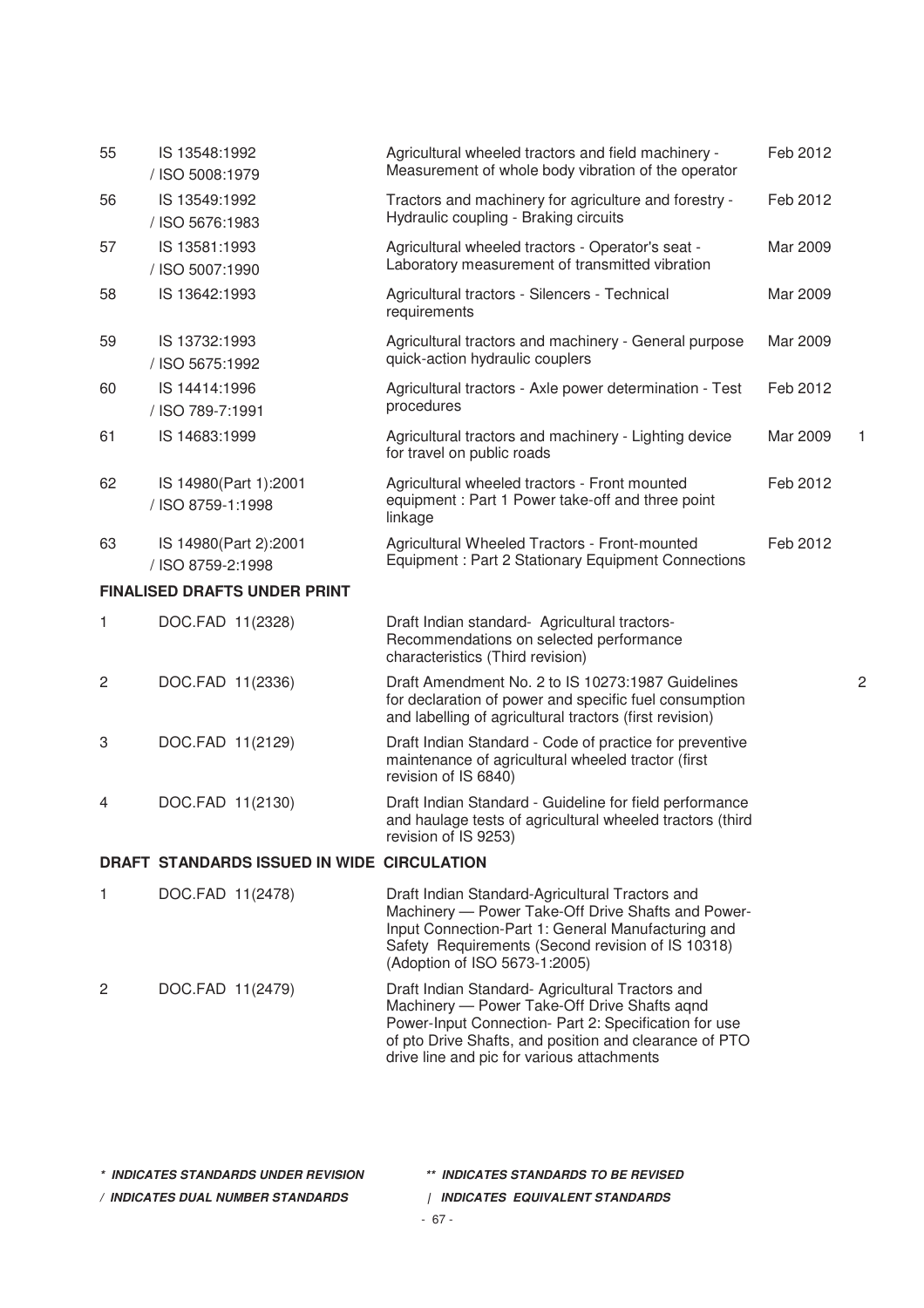| | | | | |
|---|---|---|---|---|
| 55 | IS 13548:1992 / ISO 5008:1979 | Agricultural wheeled tractors and field machinery - Measurement of whole body vibration of the operator | Feb 2012 | |
| 56 | IS 13549:1992 / ISO 5676:1983 | Tractors and machinery for agriculture and forestry - Hydraulic coupling - Braking circuits | Feb 2012 | |
| 57 | IS 13581:1993 / ISO 5007:1990 | Agricultural wheeled tractors - Operator's seat - Laboratory measurement of transmitted vibration | Mar 2009 | |
| 58 | IS 13642:1993 | Agricultural tractors - Silencers - Technical requirements | Mar 2009 | |
| 59 | IS 13732:1993 / ISO 5675:1992 | Agricultural tractors and machinery - General purpose quick-action hydraulic couplers | Mar 2009 | |
| 60 | IS 14414:1996 / ISO 789-7:1991 | Agricultural tractors - Axle power determination - Test procedures | Feb 2012 | |
| 61 | IS 14683:1999 | Agricultural tractors and machinery - Lighting device for travel on public roads | Mar 2009 | 1 |
| 62 | IS 14980(Part 1):2001 / ISO 8759-1:1998 | Agricultural wheeled tractors - Front mounted equipment : Part 1 Power take-off and three point linkage | Feb 2012 | |
| 63 | IS 14980(Part 2):2001 / ISO 8759-2:1998 | Agricultural Wheeled Tractors - Front-mounted Equipment : Part 2 Stationary Equipment Connections | Feb 2012 | |

**FINALISED DRAFTS UNDER PRINT**

| | | | |
|---|---|---|---|
| 1 | DOC.FAD 11(2328) | Draft Indian standard- Agricultural tractors- Recommendations on selected performance characteristics (Third revision) | |
| 2 | DOC.FAD 11(2336) | Draft Amendment No. 2 to IS 10273:1987 Guidelines for declaration of power and specific fuel consumption and labelling of agricultural tractors (first revision) | 2 |
| 3 | DOC.FAD 11(2129) | Draft Indian Standard - Code of practice for preventive maintenance of agricultural wheeled tractor (first revision of IS 6840) | |
| 4 | DOC.FAD 11(2130) | Draft Indian Standard - Guideline for field performance and haulage tests of agricultural wheeled tractors (third revision of IS 9253) | |

**DRAFT STANDARDS ISSUED IN WIDE CIRCULATION**

| | | |
|---|---|---|
| 1 | DOC.FAD 11(2478) | Draft Indian Standard-Agricultural Tractors and Machinery — Power Take-Off Drive Shafts and Power-Input Connection-Part 1: General Manufacturing and Safety Requirements (Second revision of IS 10318) (Adoption of ISO 5673-1:2005) |
| 2 | DOC.FAD 11(2479) | Draft Indian Standard- Agricultural Tractors and Machinery — Power Take-Off Drive Shafts aqnd Power-Input Connection- Part 2: Specification for use of pto Drive Shafts, and position and clearance of PTO drive line and pic for various attachments |

***\* INDICATES STANDARDS UNDER REVISION*** ***\*\* INDICATES STANDARDS TO BE REVISED***

***/ INDICATES DUAL NUMBER STANDARDS*** ***| INDICATES EQUIVALENT STANDARDS***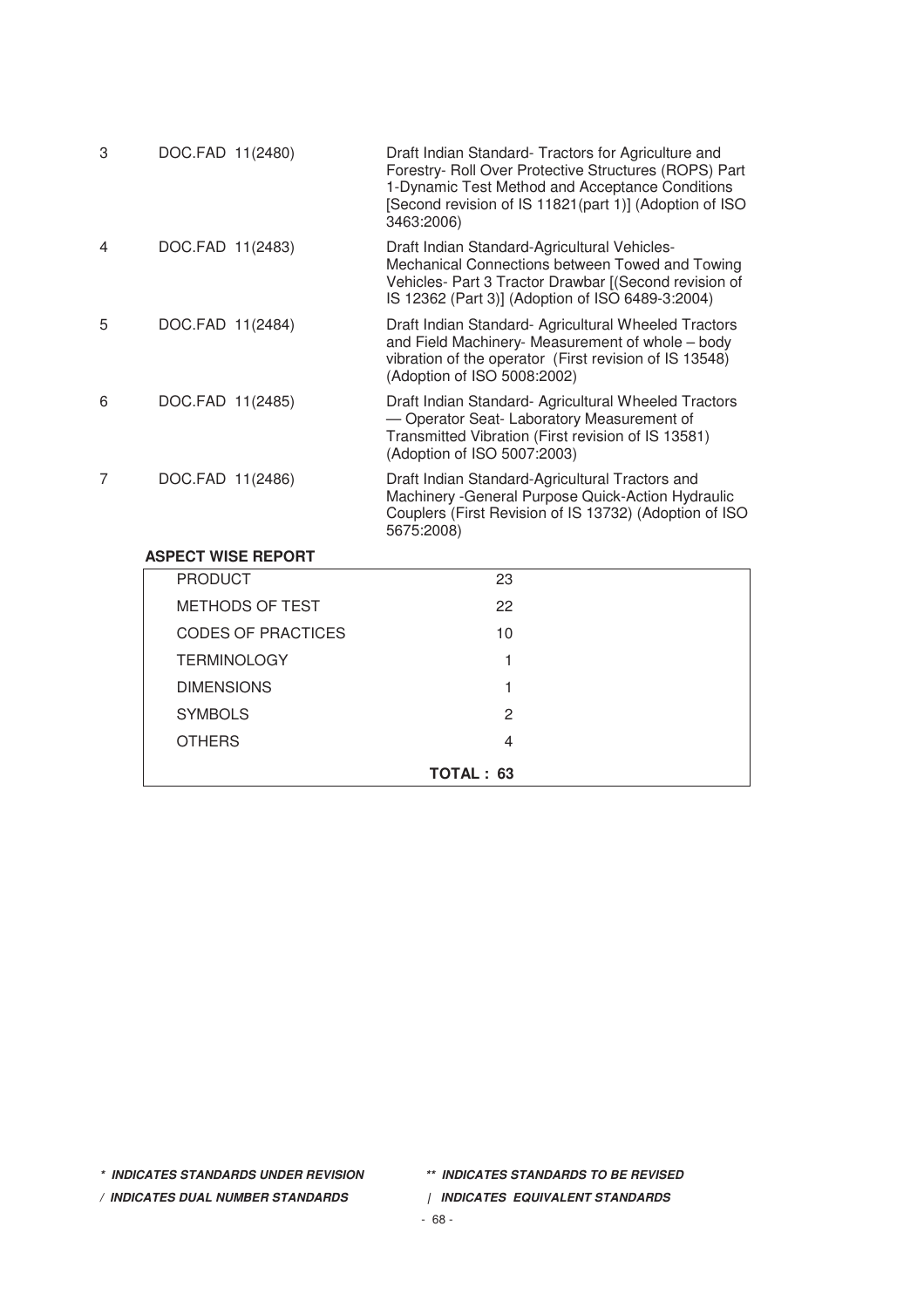| | | |
|---|---|---|
| 3 | DOC.FAD 11(2480) | Draft Indian Standard- Tractors for Agriculture and Forestry- Roll Over Protective Structures (ROPS) Part 1-Dynamic Test Method and Acceptance Conditions [Second revision of IS 11821(part 1)] (Adoption of ISO 3463:2006) |
| 4 | DOC.FAD 11(2483) | Draft Indian Standard-Agricultural Vehicles- Mechanical Connections between Towed and Towing Vehicles- Part 3 Tractor Drawbar [(Second revision of IS 12362 (Part 3)] (Adoption of ISO 6489-3:2004) |
| 5 | DOC.FAD 11(2484) | Draft Indian Standard- Agricultural Wheeled Tractors and Field Machinery- Measurement of whole – body vibration of the operator (First revision of IS 13548) (Adoption of ISO 5008:2002) |
| 6 | DOC.FAD 11(2485) | Draft Indian Standard- Agricultural Wheeled Tractors — Operator Seat- Laboratory Measurement of Transmitted Vibration (First revision of IS 13581) (Adoption of ISO 5007:2003) |
| 7 | DOC.FAD 11(2486) | Draft Indian Standard-Agricultural Tractors and Machinery -General Purpose Quick-Action Hydraulic Couplers (First Revision of IS 13732) (Adoption of ISO 5675:2008) |

**ASPECT WISE REPORT**

| | |
|---|---|
| PRODUCT | 23 |
| METHODS OF TEST | 22 |
| CODES OF PRACTICES | 10 |
| TERMINOLOGY | 1 |
| DIMENSIONS | 1 |
| SYMBOLS | 2 |
| OTHERS | 4 |
| | **TOTAL : 63** |

***\* INDICATES STANDARDS UNDER REVISION*** ***\*\* INDICATES STANDARDS TO BE REVISED***

***/ INDICATES DUAL NUMBER STANDARDS*** ***| INDICATES EQUIVALENT STANDARDS***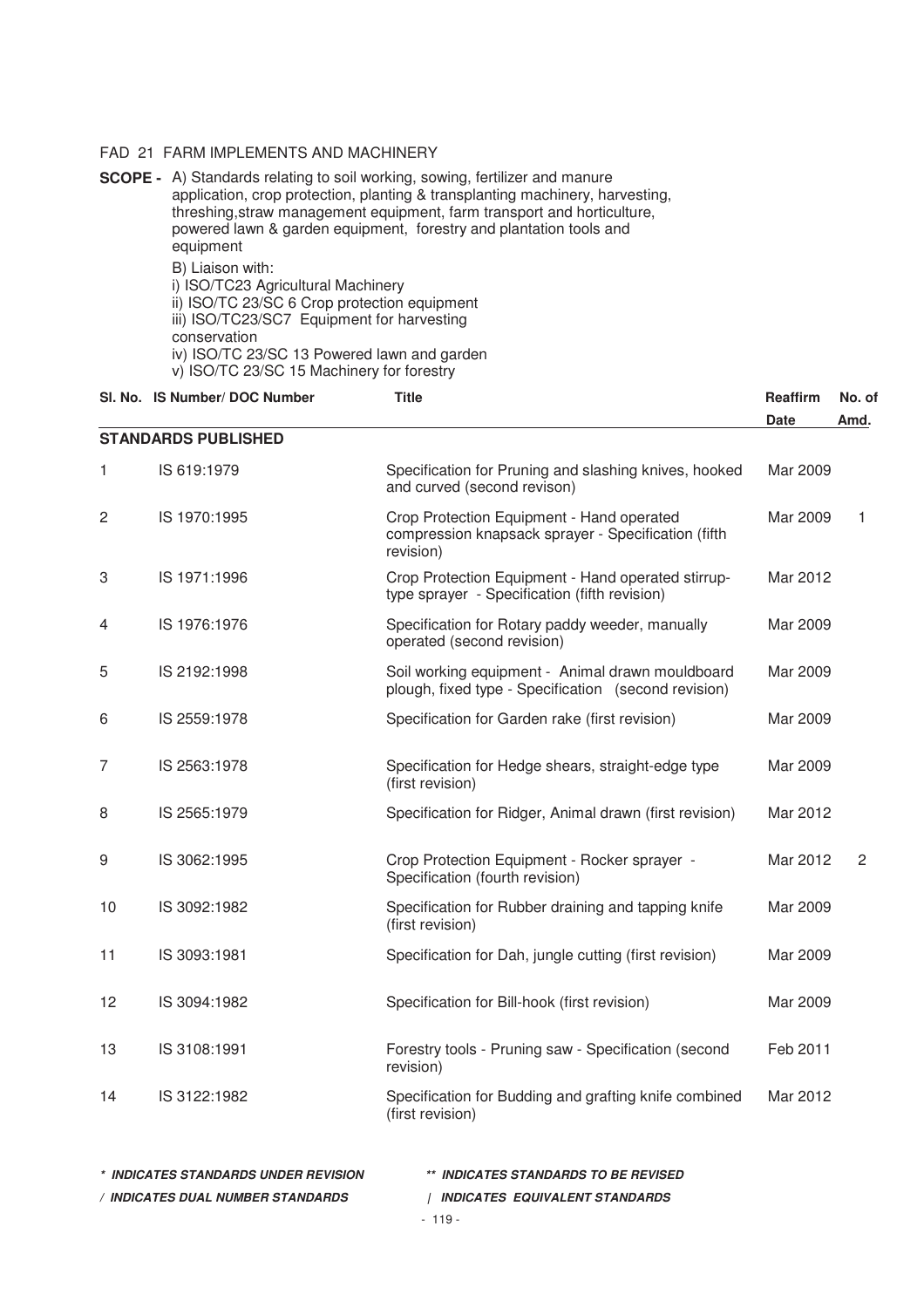FAD 21 FARM IMPLEMENTS AND MACHINERY

**SCOPE -** A) Standards relating to soil working, sowing, fertilizer and manure application, crop protection, planting & transplanting machinery, harvesting, threshing,straw management equipment, farm transport and horticulture, powered lawn & garden equipment, forestry and plantation tools and equipment

B) Liaison with:

i) ISO/TC23 Agricultural Machinery

ii) ISO/TC 23/SC 6 Crop protection equipment

iii) ISO/TC23/SC7 Equipment for harvesting conservation

iv) ISO/TC 23/SC 13 Powered lawn and garden

v) ISO/TC 23/SC 15 Machinery for forestry

| Sl. No. | IS Number/ DOC Number | Title | Reaffirm Date | No. of Amd. |
|---|---|---|---|---|
| **STANDARDS PUBLISHED** | | | | |
| 1 | IS 619:1979 | Specification for Pruning and slashing knives, hooked and curved (second revison) | Mar 2009 | |
| 2 | IS 1970:1995 | Crop Protection Equipment - Hand operated compression knapsack sprayer - Specification (fifth revision) | Mar 2009 | 1 |
| 3 | IS 1971:1996 | Crop Protection Equipment - Hand operated stirrup-type sprayer - Specification (fifth revision) | Mar 2012 | |
| 4 | IS 1976:1976 | Specification for Rotary paddy weeder, manually operated (second revision) | Mar 2009 | |
| 5 | IS 2192:1998 | Soil working equipment - Animal drawn mouldboard plough, fixed type - Specification (second revision) | Mar 2009 | |
| 6 | IS 2559:1978 | Specification for Garden rake (first revision) | Mar 2009 | |
| 7 | IS 2563:1978 | Specification for Hedge shears, straight-edge type (first revision) | Mar 2009 | |
| 8 | IS 2565:1979 | Specification for Ridger, Animal drawn (first revision) | Mar 2012 | |
| 9 | IS 3062:1995 | Crop Protection Equipment - Rocker sprayer - Specification (fourth revision) | Mar 2012 | 2 |
| 10 | IS 3092:1982 | Specification for Rubber draining and tapping knife (first revision) | Mar 2009 | |
| 11 | IS 3093:1981 | Specification for Dah, jungle cutting (first revision) | Mar 2009 | |
| 12 | IS 3094:1982 | Specification for Bill-hook (first revision) | Mar 2009 | |
| 13 | IS 3108:1991 | Forestry tools - Pruning saw - Specification (second revision) | Feb 2011 | |
| 14 | IS 3122:1982 | Specification for Budding and grafting knife combined (first revision) | Mar 2012 | |

***\* INDICATES STANDARDS UNDER REVISION*** &nbsp;&nbsp; ***\*\* INDICATES STANDARDS TO BE REVISED***

***/ INDICATES DUAL NUMBER STANDARDS*** &nbsp;&nbsp; ***| INDICATES EQUIVALENT STANDARDS***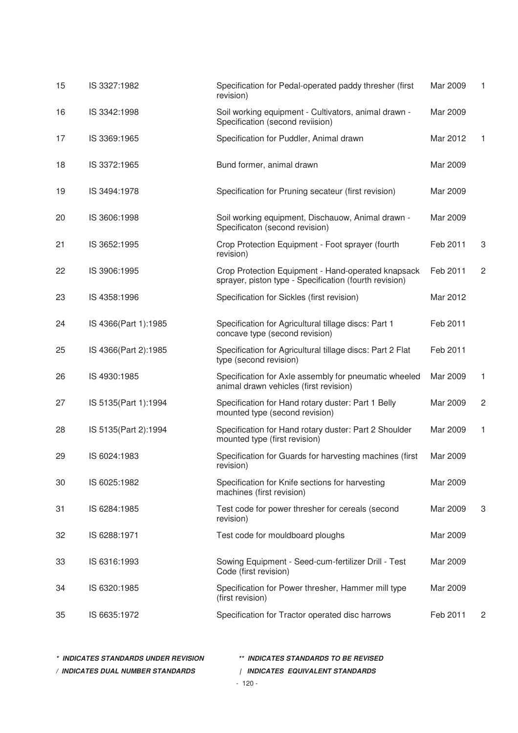| | | | | |
|---|---|---|---|---|
| 15 | IS 3327:1982 | Specification for Pedal-operated paddy thresher (first revision) | Mar 2009 | 1 |
| 16 | IS 3342:1998 | Soil working equipment - Cultivators, animal drawn - Specification (second reviision) | Mar 2009 | |
| 17 | IS 3369:1965 | Specification for Puddler, Animal drawn | Mar 2012 | 1 |
| 18 | IS 3372:1965 | Bund former, animal drawn | Mar 2009 | |
| 19 | IS 3494:1978 | Specification for Pruning secateur (first revision) | Mar 2009 | |
| 20 | IS 3606:1998 | Soil working equipment, Dischauow, Animal drawn - Specificaton (second revision) | Mar 2009 | |
| 21 | IS 3652:1995 | Crop Protection Equipment - Foot sprayer (fourth revision) | Feb 2011 | 3 |
| 22 | IS 3906:1995 | Crop Protection Equipment - Hand-operated knapsack sprayer, piston type - Specification (fourth revision) | Feb 2011 | 2 |
| 23 | IS 4358:1996 | Specification for Sickles (first revision) | Mar 2012 | |
| 24 | IS 4366(Part 1):1985 | Specification for Agricultural tillage discs: Part 1 concave type (second revision) | Feb 2011 | |
| 25 | IS 4366(Part 2):1985 | Specification for Agricultural tillage discs: Part 2 Flat type (second revision) | Feb 2011 | |
| 26 | IS 4930:1985 | Specification for Axle assembly for pneumatic wheeled animal drawn vehicles (first revision) | Mar 2009 | 1 |
| 27 | IS 5135(Part 1):1994 | Specification for Hand rotary duster: Part 1 Belly mounted type (second revision) | Mar 2009 | 2 |
| 28 | IS 5135(Part 2):1994 | Specification for Hand rotary duster: Part 2 Shoulder mounted type (first revision) | Mar 2009 | 1 |
| 29 | IS 6024:1983 | Specification for Guards for harvesting machines (first revision) | Mar 2009 | |
| 30 | IS 6025:1982 | Specification for Knife sections for harvesting machines (first revision) | Mar 2009 | |
| 31 | IS 6284:1985 | Test code for power thresher for cereals (second revision) | Mar 2009 | 3 |
| 32 | IS 6288:1971 | Test code for mouldboard ploughs | Mar 2009 | |
| 33 | IS 6316:1993 | Sowing Equipment - Seed-cum-fertilizer Drill - Test Code (first revision) | Mar 2009 | |
| 34 | IS 6320:1985 | Specification for Power thresher, Hammer mill type (first revision) | Mar 2009 | |
| 35 | IS 6635:1972 | Specification for Tractor operated disc harrows | Feb 2011 | 2 |

***\* INDICATES STANDARDS UNDER REVISION*** ***\*\* INDICATES STANDARDS TO BE REVISED***

***/ INDICATES DUAL NUMBER STANDARDS*** ***| INDICATES EQUIVALENT STANDARDS***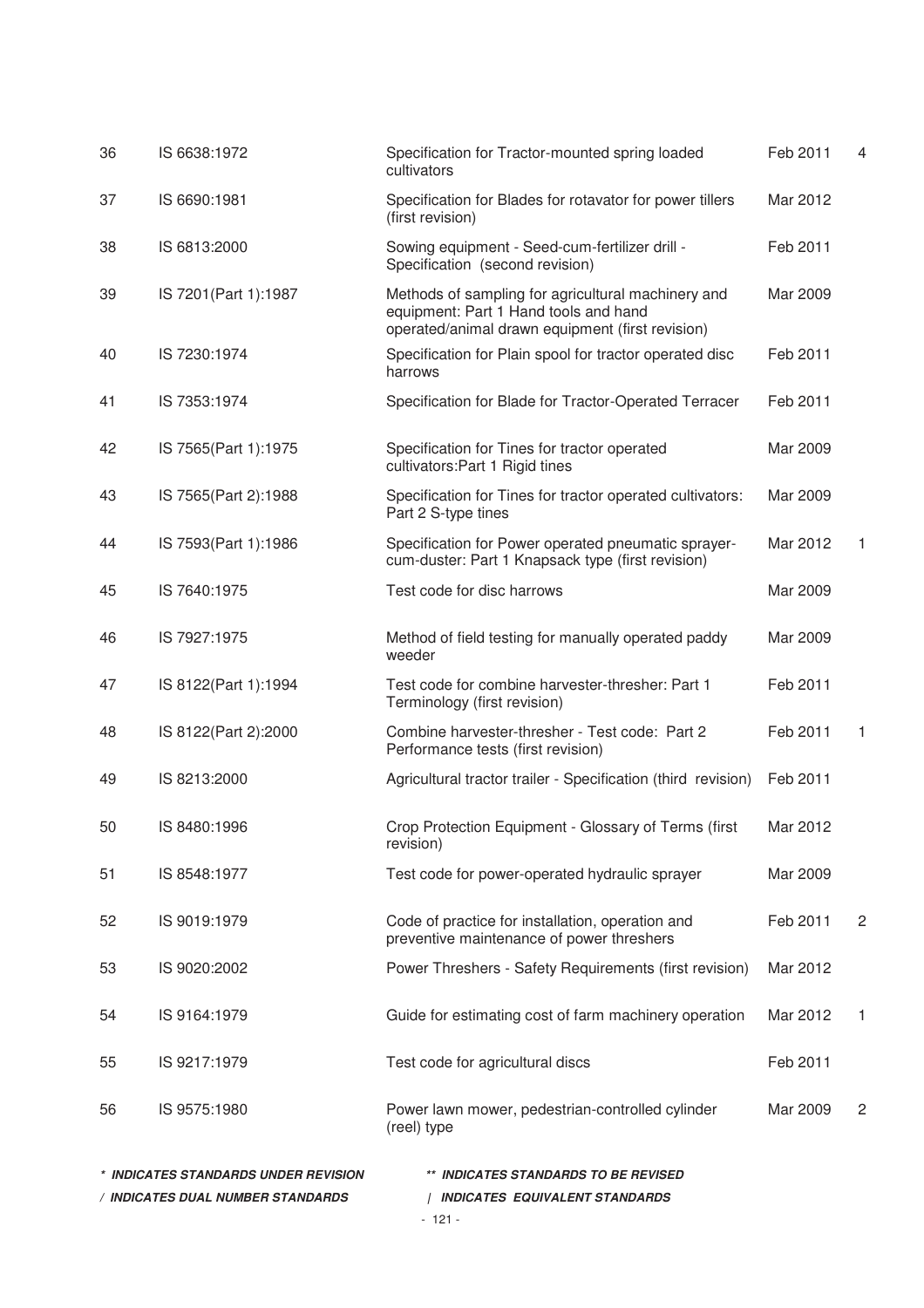| | | | | |
|---|---|---|---|---|
| 36 | IS 6638:1972 | Specification for Tractor-mounted spring loaded cultivators | Feb 2011 | 4 |
| 37 | IS 6690:1981 | Specification for Blades for rotavator for power tillers (first revision) | Mar 2012 | |
| 38 | IS 6813:2000 | Sowing equipment - Seed-cum-fertilizer drill - Specification (second revision) | Feb 2011 | |
| 39 | IS 7201(Part 1):1987 | Methods of sampling for agricultural machinery and equipment: Part 1 Hand tools and hand operated/animal drawn equipment (first revision) | Mar 2009 | |
| 40 | IS 7230:1974 | Specification for Plain spool for tractor operated disc harrows | Feb 2011 | |
| 41 | IS 7353:1974 | Specification for Blade for Tractor-Operated Terracer | Feb 2011 | |
| 42 | IS 7565(Part 1):1975 | Specification for Tines for tractor operated cultivators:Part 1 Rigid tines | Mar 2009 | |
| 43 | IS 7565(Part 2):1988 | Specification for Tines for tractor operated cultivators: Part 2 S-type tines | Mar 2009 | |
| 44 | IS 7593(Part 1):1986 | Specification for Power operated pneumatic sprayer-cum-duster: Part 1 Knapsack type (first revision) | Mar 2012 | 1 |
| 45 | IS 7640:1975 | Test code for disc harrows | Mar 2009 | |
| 46 | IS 7927:1975 | Method of field testing for manually operated paddy weeder | Mar 2009 | |
| 47 | IS 8122(Part 1):1994 | Test code for combine harvester-thresher: Part 1 Terminology (first revision) | Feb 2011 | |
| 48 | IS 8122(Part 2):2000 | Combine harvester-thresher - Test code: Part 2 Performance tests (first revision) | Feb 2011 | 1 |
| 49 | IS 8213:2000 | Agricultural tractor trailer - Specification (third revision) | Feb 2011 | |
| 50 | IS 8480:1996 | Crop Protection Equipment - Glossary of Terms (first revision) | Mar 2012 | |
| 51 | IS 8548:1977 | Test code for power-operated hydraulic sprayer | Mar 2009 | |
| 52 | IS 9019:1979 | Code of practice for installation, operation and preventive maintenance of power threshers | Feb 2011 | 2 |
| 53 | IS 9020:2002 | Power Threshers - Safety Requirements (first revision) | Mar 2012 | |
| 54 | IS 9164:1979 | Guide for estimating cost of farm machinery operation | Mar 2012 | 1 |
| 55 | IS 9217:1979 | Test code for agricultural discs | Feb 2011 | |
| 56 | IS 9575:1980 | Power lawn mower, pedestrian-controlled cylinder (reel) type | Mar 2009 | 2 |

***\* INDICATES STANDARDS UNDER REVISION*** ***\*\* INDICATES STANDARDS TO BE REVISED***

***/ INDICATES DUAL NUMBER STANDARDS*** ***| INDICATES EQUIVALENT STANDARDS***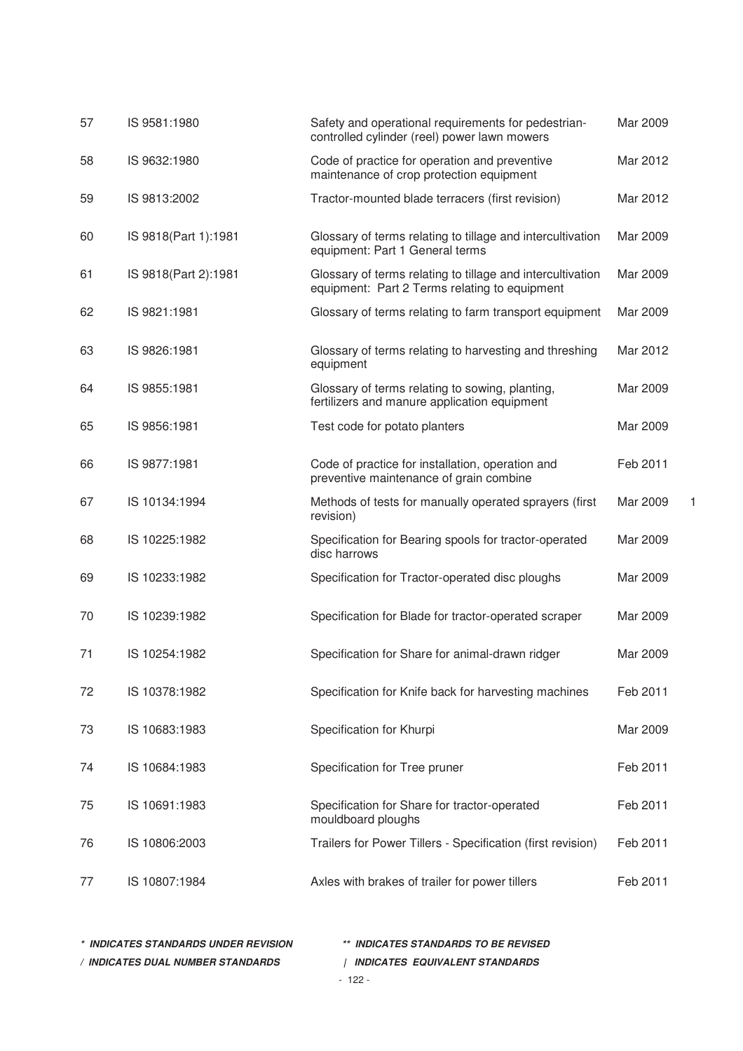| | | | | |
|---|---|---|---|---|
| 57 | IS 9581:1980 | Safety and operational requirements for pedestrian-controlled cylinder (reel) power lawn mowers | Mar 2009 | |
| 58 | IS 9632:1980 | Code of practice for operation and preventive maintenance of crop protection equipment | Mar 2012 | |
| 59 | IS 9813:2002 | Tractor-mounted blade terracers (first revision) | Mar 2012 | |
| 60 | IS 9818(Part 1):1981 | Glossary of terms relating to tillage and intercultivation equipment: Part 1 General terms | Mar 2009 | |
| 61 | IS 9818(Part 2):1981 | Glossary of terms relating to tillage and intercultivation equipment: Part 2 Terms relating to equipment | Mar 2009 | |
| 62 | IS 9821:1981 | Glossary of terms relating to farm transport equipment | Mar 2009 | |
| 63 | IS 9826:1981 | Glossary of terms relating to harvesting and threshing equipment | Mar 2012 | |
| 64 | IS 9855:1981 | Glossary of terms relating to sowing, planting, fertilizers and manure application equipment | Mar 2009 | |
| 65 | IS 9856:1981 | Test code for potato planters | Mar 2009 | |
| 66 | IS 9877:1981 | Code of practice for installation, operation and preventive maintenance of grain combine | Feb 2011 | |
| 67 | IS 10134:1994 | Methods of tests for manually operated sprayers (first revision) | Mar 2009 | 1 |
| 68 | IS 10225:1982 | Specification for Bearing spools for tractor-operated disc harrows | Mar 2009 | |
| 69 | IS 10233:1982 | Specification for Tractor-operated disc ploughs | Mar 2009 | |
| 70 | IS 10239:1982 | Specification for Blade for tractor-operated scraper | Mar 2009 | |
| 71 | IS 10254:1982 | Specification for Share for animal-drawn ridger | Mar 2009 | |
| 72 | IS 10378:1982 | Specification for Knife back for harvesting machines | Feb 2011 | |
| 73 | IS 10683:1983 | Specification for Khurpi | Mar 2009 | |
| 74 | IS 10684:1983 | Specification for Tree pruner | Feb 2011 | |
| 75 | IS 10691:1983 | Specification for Share for tractor-operated mouldboard ploughs | Feb 2011 | |
| 76 | IS 10806:2003 | Trailers for Power Tillers - Specification (first revision) | Feb 2011 | |
| 77 | IS 10807:1984 | Axles with brakes of trailer for power tillers | Feb 2011 | |

***\* INDICATES STANDARDS UNDER REVISION*** ***\*\* INDICATES STANDARDS TO BE REVISED***

***/ INDICATES DUAL NUMBER STANDARDS*** ***| INDICATES EQUIVALENT STANDARDS***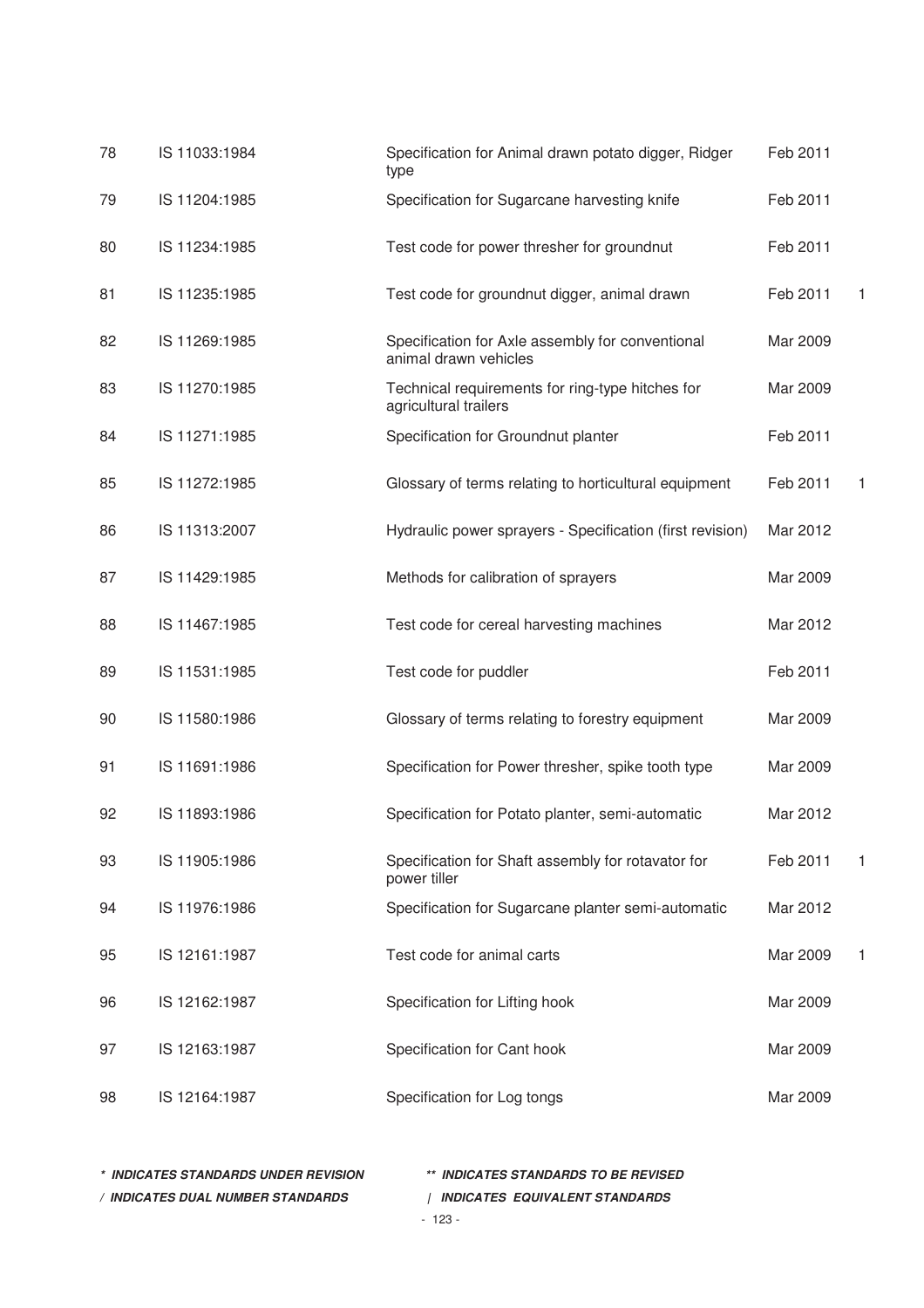| | | | | |
|---|---|---|---|---|
| 78 | IS 11033:1984 | Specification for Animal drawn potato digger, Ridger type | Feb 2011 | |
| 79 | IS 11204:1985 | Specification for Sugarcane harvesting knife | Feb 2011 | |
| 80 | IS 11234:1985 | Test code for power thresher for groundnut | Feb 2011 | |
| 81 | IS 11235:1985 | Test code for groundnut digger, animal drawn | Feb 2011 | 1 |
| 82 | IS 11269:1985 | Specification for Axle assembly for conventional animal drawn vehicles | Mar 2009 | |
| 83 | IS 11270:1985 | Technical requirements for ring-type hitches for agricultural trailers | Mar 2009 | |
| 84 | IS 11271:1985 | Specification for Groundnut planter | Feb 2011 | |
| 85 | IS 11272:1985 | Glossary of terms relating to horticultural equipment | Feb 2011 | 1 |
| 86 | IS 11313:2007 | Hydraulic power sprayers - Specification (first revision) | Mar 2012 | |
| 87 | IS 11429:1985 | Methods for calibration of sprayers | Mar 2009 | |
| 88 | IS 11467:1985 | Test code for cereal harvesting machines | Mar 2012 | |
| 89 | IS 11531:1985 | Test code for puddler | Feb 2011 | |
| 90 | IS 11580:1986 | Glossary of terms relating to forestry equipment | Mar 2009 | |
| 91 | IS 11691:1986 | Specification for Power thresher, spike tooth type | Mar 2009 | |
| 92 | IS 11893:1986 | Specification for Potato planter, semi-automatic | Mar 2012 | |
| 93 | IS 11905:1986 | Specification for Shaft assembly for rotavator for power tiller | Feb 2011 | 1 |
| 94 | IS 11976:1986 | Specification for Sugarcane planter semi-automatic | Mar 2012 | |
| 95 | IS 12161:1987 | Test code for animal carts | Mar 2009 | 1 |
| 96 | IS 12162:1987 | Specification for Lifting hook | Mar 2009 | |
| 97 | IS 12163:1987 | Specification for Cant hook | Mar 2009 | |
| 98 | IS 12164:1987 | Specification for Log tongs | Mar 2009 | |

***\* INDICATES STANDARDS UNDER REVISION*** ***\*\* INDICATES STANDARDS TO BE REVISED***

***/ INDICATES DUAL NUMBER STANDARDS*** ***| INDICATES EQUIVALENT STANDARDS***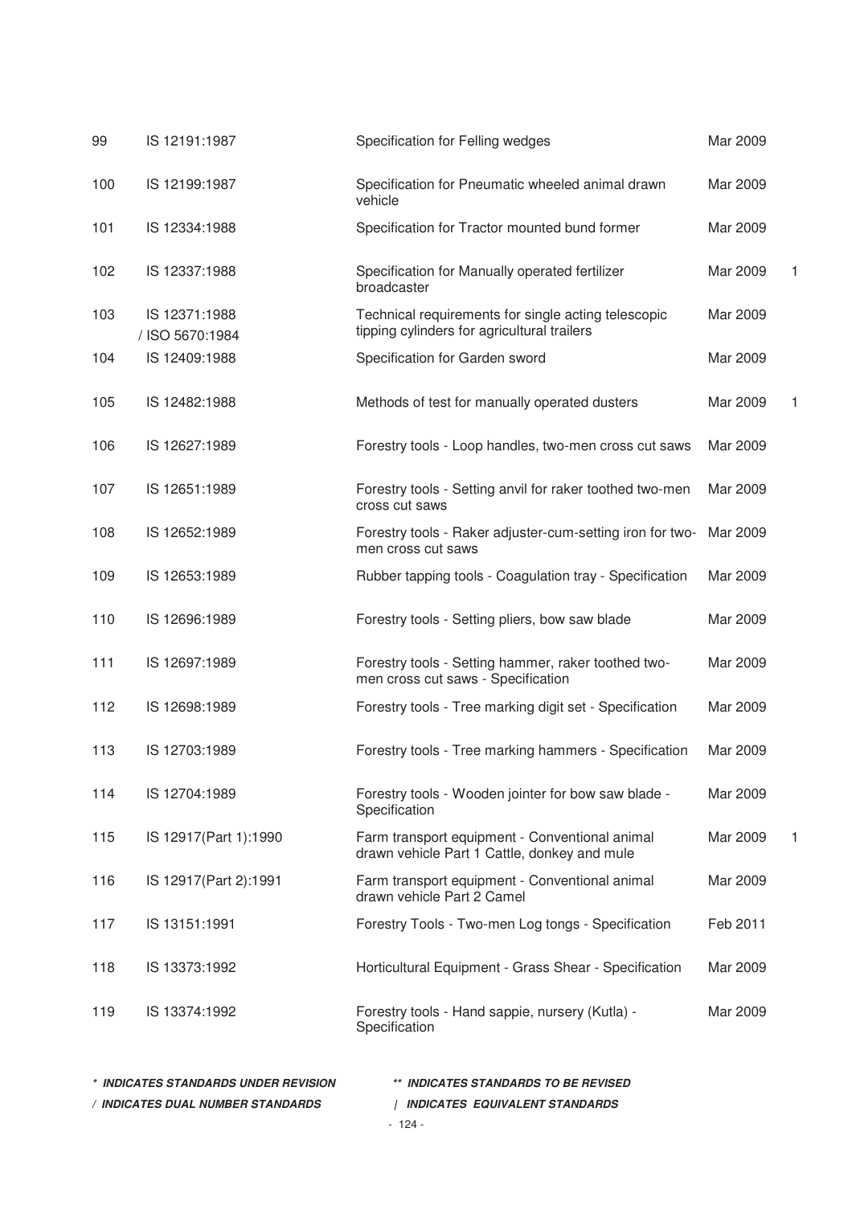| | | | | |
|---|---|---|---|---|
| 99 | IS 12191:1987 | Specification for Felling wedges | Mar 2009 | |
| 100 | IS 12199:1987 | Specification for Pneumatic wheeled animal drawn vehicle | Mar 2009 | |
| 101 | IS 12334:1988 | Specification for Tractor mounted bund former | Mar 2009 | |
| 102 | IS 12337:1988 | Specification for Manually operated fertilizer broadcaster | Mar 2009 | 1 |
| 103 | IS 12371:1988 / ISO 5670:1984 | Technical requirements for single acting telescopic tipping cylinders for agricultural trailers | Mar 2009 | |
| 104 | IS 12409:1988 | Specification for Garden sword | Mar 2009 | |
| 105 | IS 12482:1988 | Methods of test for manually operated dusters | Mar 2009 | 1 |
| 106 | IS 12627:1989 | Forestry tools - Loop handles, two-men cross cut saws | Mar 2009 | |
| 107 | IS 12651:1989 | Forestry tools - Setting anvil for raker toothed two-men cross cut saws | Mar 2009 | |
| 108 | IS 12652:1989 | Forestry tools - Raker adjuster-cum-setting iron for two-men cross cut saws | Mar 2009 | |
| 109 | IS 12653:1989 | Rubber tapping tools - Coagulation tray - Specification | Mar 2009 | |
| 110 | IS 12696:1989 | Forestry tools - Setting pliers, bow saw blade | Mar 2009 | |
| 111 | IS 12697:1989 | Forestry tools - Setting hammer, raker toothed two-men cross cut saws - Specification | Mar 2009 | |
| 112 | IS 12698:1989 | Forestry tools - Tree marking digit set - Specification | Mar 2009 | |
| 113 | IS 12703:1989 | Forestry tools - Tree marking hammers - Specification | Mar 2009 | |
| 114 | IS 12704:1989 | Forestry tools - Wooden jointer for bow saw blade - Specification | Mar 2009 | |
| 115 | IS 12917(Part 1):1990 | Farm transport equipment - Conventional animal drawn vehicle Part 1 Cattle, donkey and mule | Mar 2009 | 1 |
| 116 | IS 12917(Part 2):1991 | Farm transport equipment - Conventional animal drawn vehicle Part 2 Camel | Mar 2009 | |
| 117 | IS 13151:1991 | Forestry Tools - Two-men Log tongs - Specification | Feb 2011 | |
| 118 | IS 13373:1992 | Horticultural Equipment - Grass Shear - Specification | Mar 2009 | |
| 119 | IS 13374:1992 | Forestry tools - Hand sappie, nursery (Kutla) - Specification | Mar 2009 | |

***\* INDICATES STANDARDS UNDER REVISION*** ***\*\* INDICATES STANDARDS TO BE REVISED***

***/ INDICATES DUAL NUMBER STANDARDS*** ***| INDICATES EQUIVALENT STANDARDS***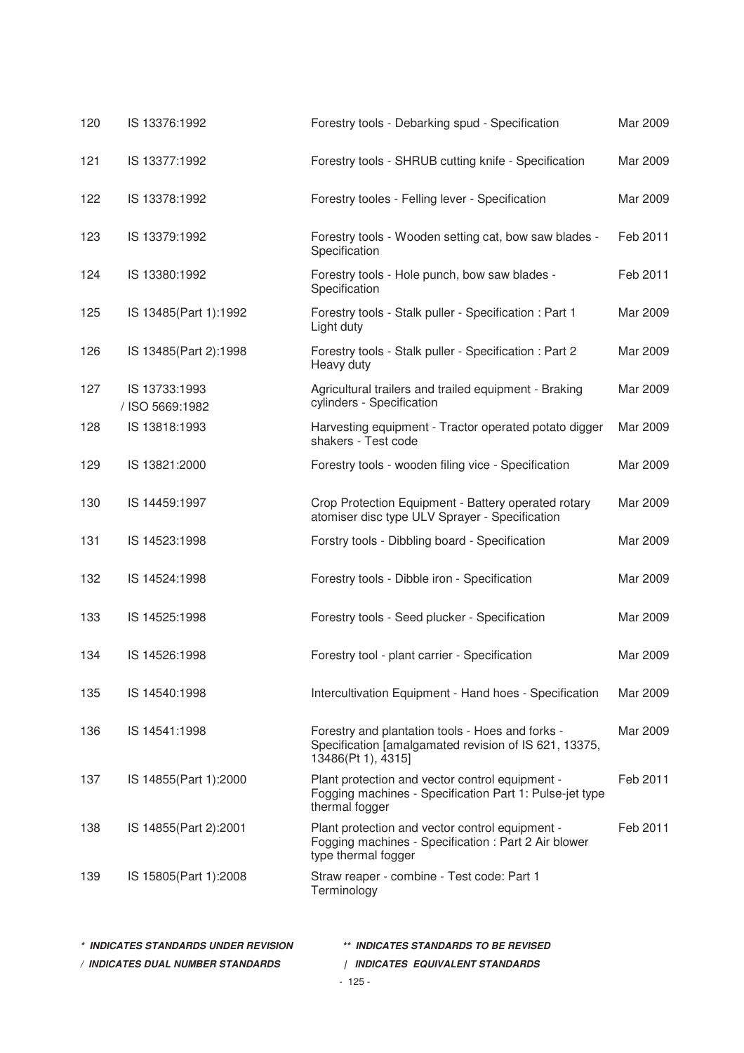| | | | |
|---|---|---|---|
| 120 | IS 13376:1992 | Forestry tools - Debarking spud - Specification | Mar 2009 |
| 121 | IS 13377:1992 | Forestry tools - SHRUB cutting knife - Specification | Mar 2009 |
| 122 | IS 13378:1992 | Forestry tooles - Felling lever - Specification | Mar 2009 |
| 123 | IS 13379:1992 | Forestry tools - Wooden setting cat, bow saw blades - Specification | Feb 2011 |
| 124 | IS 13380:1992 | Forestry tools - Hole punch, bow saw blades - Specification | Feb 2011 |
| 125 | IS 13485(Part 1):1992 | Forestry tools - Stalk puller - Specification : Part 1 Light duty | Mar 2009 |
| 126 | IS 13485(Part 2):1998 | Forestry tools - Stalk puller - Specification : Part 2 Heavy duty | Mar 2009 |
| 127 | IS 13733:1993 / ISO 5669:1982 | Agricultural trailers and trailed equipment - Braking cylinders - Specification | Mar 2009 |
| 128 | IS 13818:1993 | Harvesting equipment - Tractor operated potato digger shakers - Test code | Mar 2009 |
| 129 | IS 13821:2000 | Forestry tools - wooden filing vice - Specification | Mar 2009 |
| 130 | IS 14459:1997 | Crop Protection Equipment - Battery operated rotary atomiser disc type ULV Sprayer - Specification | Mar 2009 |
| 131 | IS 14523:1998 | Forstry tools - Dibbling board - Specification | Mar 2009 |
| 132 | IS 14524:1998 | Forestry tools - Dibble iron - Specification | Mar 2009 |
| 133 | IS 14525:1998 | Forestry tools - Seed plucker - Specification | Mar 2009 |
| 134 | IS 14526:1998 | Forestry tool - plant carrier - Specification | Mar 2009 |
| 135 | IS 14540:1998 | Intercultivation Equipment - Hand hoes - Specification | Mar 2009 |
| 136 | IS 14541:1998 | Forestry and plantation tools - Hoes and forks - Specification [amalgamated revision of IS 621, 13375, 13486(Pt 1), 4315] | Mar 2009 |
| 137 | IS 14855(Part 1):2000 | Plant protection and vector control equipment - Fogging machines - Specification Part 1: Pulse-jet type thermal fogger | Feb 2011 |
| 138 | IS 14855(Part 2):2001 | Plant protection and vector control equipment - Fogging machines - Specification : Part 2 Air blower type thermal fogger | Feb 2011 |
| 139 | IS 15805(Part 1):2008 | Straw reaper - combine - Test code: Part 1 Terminology | |

***\* INDICATES STANDARDS UNDER REVISION*** ***\*\* INDICATES STANDARDS TO BE REVISED***

***/ INDICATES DUAL NUMBER STANDARDS*** ***| INDICATES EQUIVALENT STANDARDS***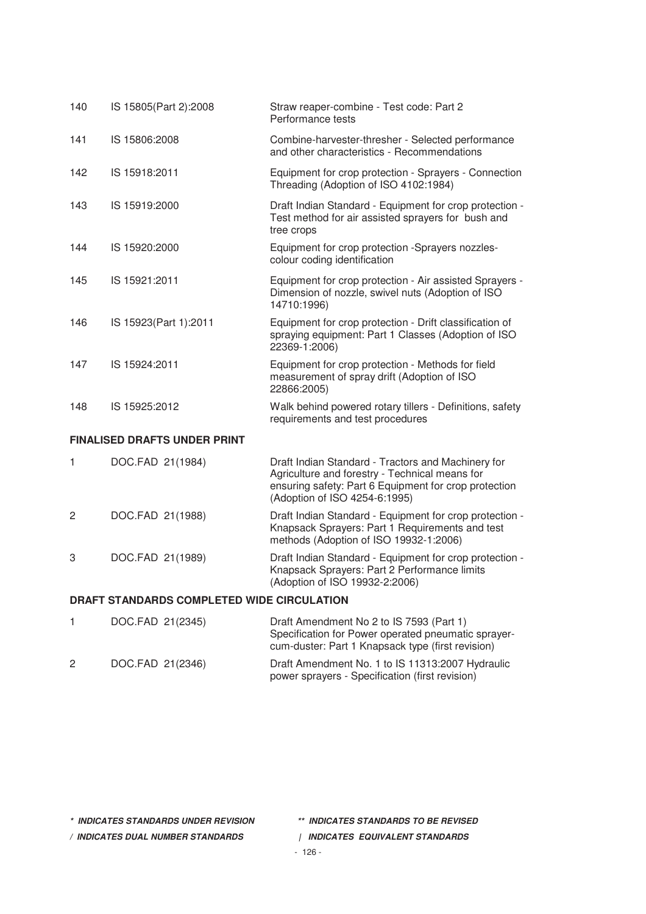| | | |
|---|---|---|
| 140 | IS 15805(Part 2):2008 | Straw reaper-combine - Test code: Part 2 Performance tests |
| 141 | IS 15806:2008 | Combine-harvester-thresher - Selected performance and other characteristics - Recommendations |
| 142 | IS 15918:2011 | Equipment for crop protection - Sprayers - Connection Threading (Adoption of ISO 4102:1984) |
| 143 | IS 15919:2000 | Draft Indian Standard - Equipment for crop protection - Test method for air assisted sprayers for bush and tree crops |
| 144 | IS 15920:2000 | Equipment for crop protection -Sprayers nozzles-colour coding identification |
| 145 | IS 15921:2011 | Equipment for crop protection - Air assisted Sprayers - Dimension of nozzle, swivel nuts (Adoption of ISO 14710:1996) |
| 146 | IS 15923(Part 1):2011 | Equipment for crop protection - Drift classification of spraying equipment: Part 1 Classes (Adoption of ISO 22369-1:2006) |
| 147 | IS 15924:2011 | Equipment for crop protection - Methods for field measurement of spray drift (Adoption of ISO 22866:2005) |
| 148 | IS 15925:2012 | Walk behind powered rotary tillers - Definitions, safety requirements and test procedures |

**FINALISED DRAFTS UNDER PRINT**

| | | |
|---|---|---|
| 1 | DOC.FAD 21(1984) | Draft Indian Standard - Tractors and Machinery for Agriculture and forestry - Technical means for ensuring safety: Part 6 Equipment for crop protection (Adoption of ISO 4254-6:1995) |
| 2 | DOC.FAD 21(1988) | Draft Indian Standard - Equipment for crop protection - Knapsack Sprayers: Part 1 Requirements and test methods (Adoption of ISO 19932-1:2006) |
| 3 | DOC.FAD 21(1989) | Draft Indian Standard - Equipment for crop protection - Knapsack Sprayers: Part 2 Performance limits (Adoption of ISO 19932-2:2006) |

**DRAFT STANDARDS COMPLETED WIDE CIRCULATION**

| | | |
|---|---|---|
| 1 | DOC.FAD 21(2345) | Draft Amendment No 2 to IS 7593 (Part 1) Specification for Power operated pneumatic sprayer-cum-duster: Part 1 Knapsack type (first revision) |
| 2 | DOC.FAD 21(2346) | Draft Amendment No. 1 to IS 11313:2007 Hydraulic power sprayers - Specification (first revision) |

***\* INDICATES STANDARDS UNDER REVISION*** ***\*\* INDICATES STANDARDS TO BE REVISED***

***/ INDICATES DUAL NUMBER STANDARDS*** ***| INDICATES EQUIVALENT STANDARDS***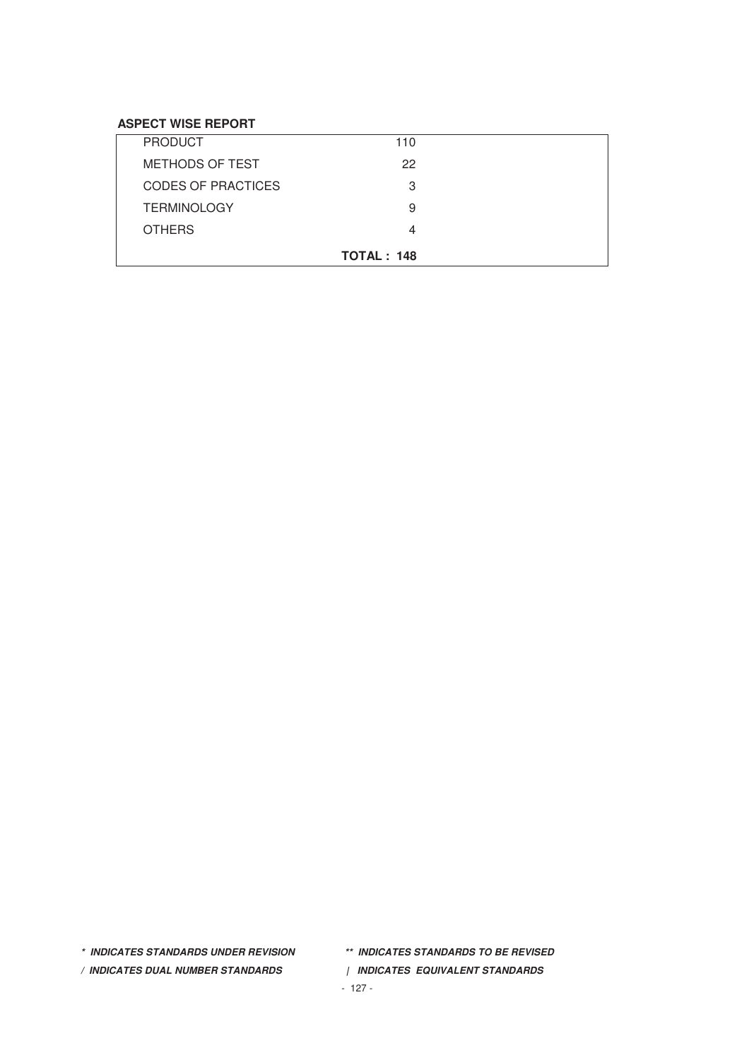**ASPECT WISE REPORT**

| | |
|---|---|
| PRODUCT | 110 |
| METHODS OF TEST | 22 |
| CODES OF PRACTICES | 3 |
| TERMINOLOGY | 9 |
| OTHERS | 4 |
| | **TOTAL : 148** |

***\* INDICATES STANDARDS UNDER REVISION*** ***\*\* INDICATES STANDARDS TO BE REVISED***

***/ INDICATES DUAL NUMBER STANDARDS*** ***| INDICATES EQUIVALENT STANDARDS***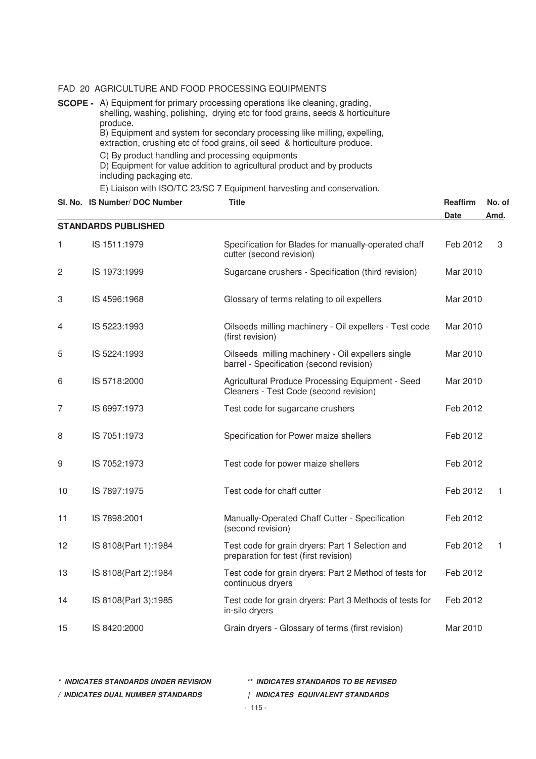FAD 20 AGRICULTURE AND FOOD PROCESSING EQUIPMENTS

**SCOPE -** A) Equipment for primary processing operations like cleaning, grading, shelling, washing, polishing, drying etc for food grains, seeds & horticulture produce.

B) Equipment and system for secondary processing like milling, expelling, extraction, crushing etc of food grains, oil seed & horticulture produce.

C) By product handling and processing equipments

D) Equipment for value addition to agricultural product and by products including packaging etc.

E) Liaison with ISO/TC 23/SC 7 Equipment harvesting and conservation.

| Sl. No. | IS Number/ DOC Number | Title | Reaffirm Date | No. of Amd. |
|---|---|---|---|---|
| **STANDARDS PUBLISHED** | | | | |
| 1 | IS 1511:1979 | Specification for Blades for manually-operated chaff cutter (second revision) | Feb 2012 | 3 |
| 2 | IS 1973:1999 | Sugarcane crushers - Specification (third revision) | Mar 2010 | |
| 3 | IS 4596:1968 | Glossary of terms relating to oil expellers | Mar 2010 | |
| 4 | IS 5223:1993 | Oilseeds milling machinery - Oil expellers - Test code (first revision) | Mar 2010 | |
| 5 | IS 5224:1993 | Oilseeds milling machinery - Oil expellers single barrel - Specification (second revision) | Mar 2010 | |
| 6 | IS 5718:2000 | Agricultural Produce Processing Equipment - Seed Cleaners - Test Code (second revision) | Mar 2010 | |
| 7 | IS 6997:1973 | Test code for sugarcane crushers | Feb 2012 | |
| 8 | IS 7051:1973 | Specification for Power maize shellers | Feb 2012 | |
| 9 | IS 7052:1973 | Test code for power maize shellers | Feb 2012 | |
| 10 | IS 7897:1975 | Test code for chaff cutter | Feb 2012 | 1 |
| 11 | IS 7898:2001 | Manually-Operated Chaff Cutter - Specification (second revision) | Feb 2012 | |
| 12 | IS 8108(Part 1):1984 | Test code for grain dryers: Part 1 Selection and preparation for test (first revision) | Feb 2012 | 1 |
| 13 | IS 8108(Part 2):1984 | Test code for grain dryers: Part 2 Method of tests for continuous dryers | Feb 2012 | |
| 14 | IS 8108(Part 3):1985 | Test code for grain dryers: Part 3 Methods of tests for in-silo dryers | Feb 2012 | |
| 15 | IS 8420:2000 | Grain dryers - Glossary of terms (first revision) | Mar 2010 | |

*\* INDICATES STANDARDS UNDER REVISION* *\*\* INDICATES STANDARDS TO BE REVISED*

*/ INDICATES DUAL NUMBER STANDARDS* *| INDICATES EQUIVALENT STANDARDS*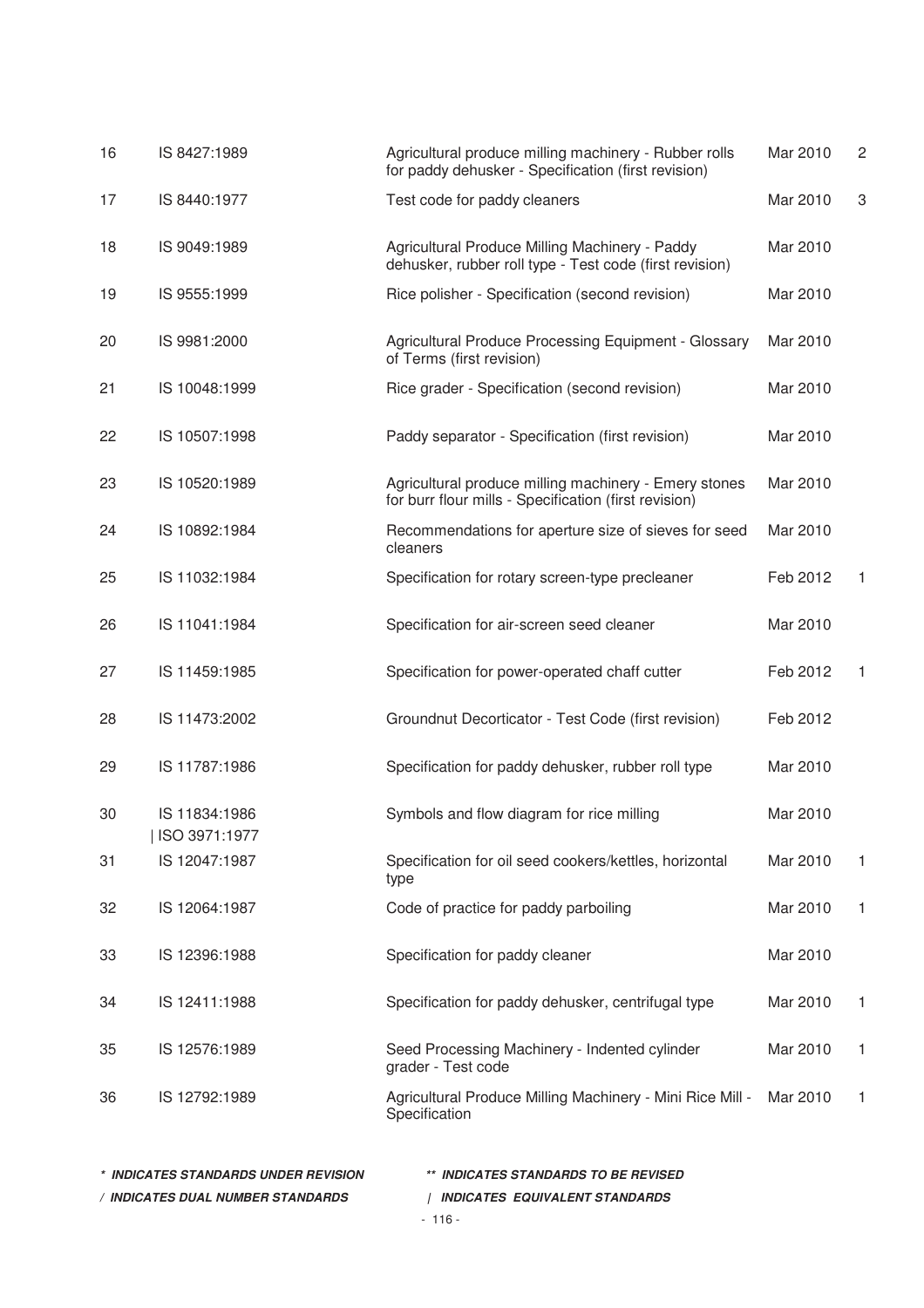| | | | | |
|---|---|---|---|---|
| 16 | IS 8427:1989 | Agricultural produce milling machinery - Rubber rolls for paddy dehusker - Specification (first revision) | Mar 2010 | 2 |
| 17 | IS 8440:1977 | Test code for paddy cleaners | Mar 2010 | 3 |
| 18 | IS 9049:1989 | Agricultural Produce Milling Machinery - Paddy dehusker, rubber roll type - Test code (first revision) | Mar 2010 | |
| 19 | IS 9555:1999 | Rice polisher - Specification (second revision) | Mar 2010 | |
| 20 | IS 9981:2000 | Agricultural Produce Processing Equipment - Glossary of Terms (first revision) | Mar 2010 | |
| 21 | IS 10048:1999 | Rice grader - Specification (second revision) | Mar 2010 | |
| 22 | IS 10507:1998 | Paddy separator - Specification (first revision) | Mar 2010 | |
| 23 | IS 10520:1989 | Agricultural produce milling machinery - Emery stones for burr flour mills - Specification (first revision) | Mar 2010 | |
| 24 | IS 10892:1984 | Recommendations for aperture size of sieves for seed cleaners | Mar 2010 | |
| 25 | IS 11032:1984 | Specification for rotary screen-type precleaner | Feb 2012 | 1 |
| 26 | IS 11041:1984 | Specification for air-screen seed cleaner | Mar 2010 | |
| 27 | IS 11459:1985 | Specification for power-operated chaff cutter | Feb 2012 | 1 |
| 28 | IS 11473:2002 | Groundnut Decorticator - Test Code (first revision) | Feb 2012 | |
| 29 | IS 11787:1986 | Specification for paddy dehusker, rubber roll type | Mar 2010 | |
| 30 | IS 11834:1986 \| ISO 3971:1977 | Symbols and flow diagram for rice milling | Mar 2010 | |
| 31 | IS 12047:1987 | Specification for oil seed cookers/kettles, horizontal type | Mar 2010 | 1 |
| 32 | IS 12064:1987 | Code of practice for paddy parboiling | Mar 2010 | 1 |
| 33 | IS 12396:1988 | Specification for paddy cleaner | Mar 2010 | |
| 34 | IS 12411:1988 | Specification for paddy dehusker, centrifugal type | Mar 2010 | 1 |
| 35 | IS 12576:1989 | Seed Processing Machinery - Indented cylinder grader - Test code | Mar 2010 | 1 |
| 36 | IS 12792:1989 | Agricultural Produce Milling Machinery - Mini Rice Mill - Specification | Mar 2010 | 1 |

***\* INDICATES STANDARDS UNDER REVISION*** ***\*\* INDICATES STANDARDS TO BE REVISED***

***/ INDICATES DUAL NUMBER STANDARDS*** ***| INDICATES EQUIVALENT STANDARDS***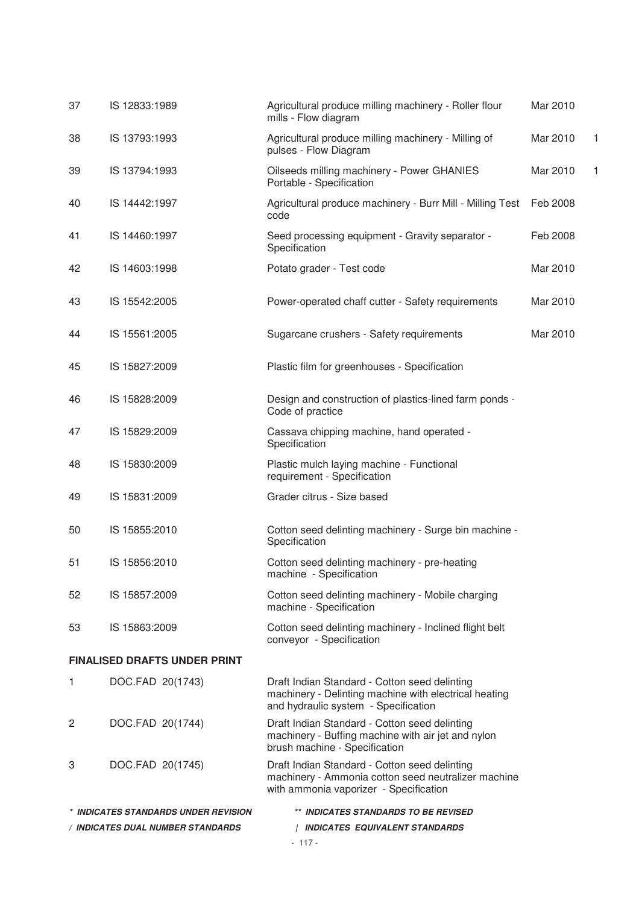| | | | | |
|---|---|---|---|---|
| 37 | IS 12833:1989 | Agricultural produce milling machinery - Roller flour mills - Flow diagram | Mar 2010 | |
| 38 | IS 13793:1993 | Agricultural produce milling machinery - Milling of pulses - Flow Diagram | Mar 2010 | 1 |
| 39 | IS 13794:1993 | Oilseeds milling machinery - Power GHANIES Portable - Specification | Mar 2010 | 1 |
| 40 | IS 14442:1997 | Agricultural produce machinery - Burr Mill - Milling Test code | Feb 2008 | |
| 41 | IS 14460:1997 | Seed processing equipment - Gravity separator - Specification | Feb 2008 | |
| 42 | IS 14603:1998 | Potato grader - Test code | Mar 2010 | |
| 43 | IS 15542:2005 | Power-operated chaff cutter - Safety requirements | Mar 2010 | |
| 44 | IS 15561:2005 | Sugarcane crushers - Safety requirements | Mar 2010 | |
| 45 | IS 15827:2009 | Plastic film for greenhouses - Specification | | |
| 46 | IS 15828:2009 | Design and construction of plastics-lined farm ponds - Code of practice | | |
| 47 | IS 15829:2009 | Cassava chipping machine, hand operated - Specification | | |
| 48 | IS 15830:2009 | Plastic mulch laying machine - Functional requirement - Specification | | |
| 49 | IS 15831:2009 | Grader citrus - Size based | | |
| 50 | IS 15855:2010 | Cotton seed delinting machinery - Surge bin machine - Specification | | |
| 51 | IS 15856:2010 | Cotton seed delinting machinery - pre-heating machine - Specification | | |
| 52 | IS 15857:2009 | Cotton seed delinting machinery - Mobile charging machine - Specification | | |
| 53 | IS 15863:2009 | Cotton seed delinting machinery - Inclined flight belt conveyor - Specification | | |

**FINALISED DRAFTS UNDER PRINT**

| | | |
|---|---|---|
| 1 | DOC.FAD 20(1743) | Draft Indian Standard - Cotton seed delinting machinery - Delinting machine with electrical heating and hydraulic system - Specification |
| 2 | DOC.FAD 20(1744) | Draft Indian Standard - Cotton seed delinting machinery - Buffing machine with air jet and nylon brush machine - Specification |
| 3 | DOC.FAD 20(1745) | Draft Indian Standard - Cotton seed delinting machinery - Ammonia cotton seed neutralizer machine with ammonia vaporizer - Specification |

***\* INDICATES STANDARDS UNDER REVISION*** &nbsp;&nbsp;&nbsp; ***\*\* INDICATES STANDARDS TO BE REVISED***

***/ INDICATES DUAL NUMBER STANDARDS*** &nbsp;&nbsp;&nbsp; ***| INDICATES EQUIVALENT STANDARDS***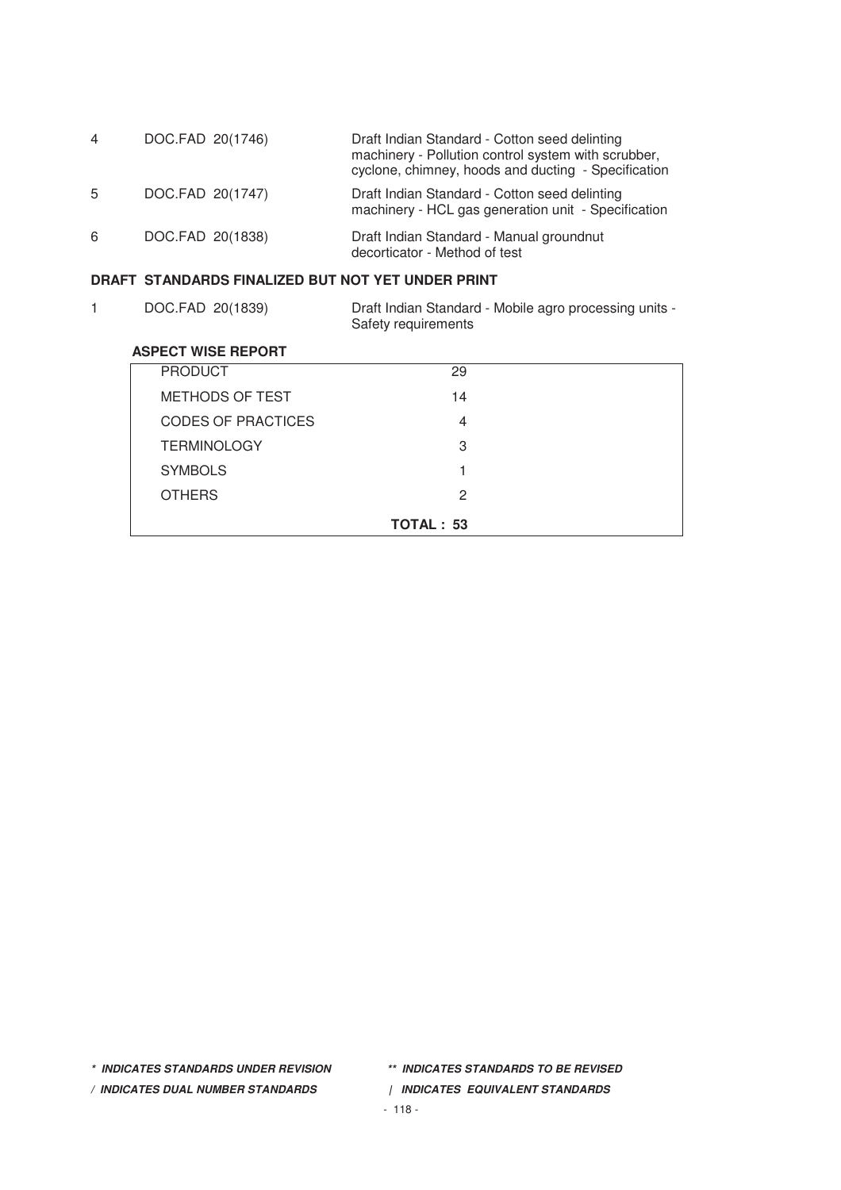| | | |
|---|---|---|
| 4 | DOC.FAD 20(1746) | Draft Indian Standard - Cotton seed delinting machinery - Pollution control system with scrubber, cyclone, chimney, hoods and ducting - Specification |
| 5 | DOC.FAD 20(1747) | Draft Indian Standard - Cotton seed delinting machinery - HCL gas generation unit - Specification |
| 6 | DOC.FAD 20(1838) | Draft Indian Standard - Manual groundnut decorticator - Method of test |

**DRAFT STANDARDS FINALIZED BUT NOT YET UNDER PRINT**

| | | |
|---|---|---|
| 1 | DOC.FAD 20(1839) | Draft Indian Standard - Mobile agro processing units - Safety requirements |

**ASPECT WISE REPORT**

| | |
|---|---|
| PRODUCT | 29 |
| METHODS OF TEST | 14 |
| CODES OF PRACTICES | 4 |
| TERMINOLOGY | 3 |
| SYMBOLS | 1 |
| OTHERS | 2 |
| | **TOTAL : 53** |

***\* INDICATES STANDARDS UNDER REVISION*** ***\*\* INDICATES STANDARDS TO BE REVISED***

***/ INDICATES DUAL NUMBER STANDARDS*** ***| INDICATES EQUIVALENT STANDARDS***